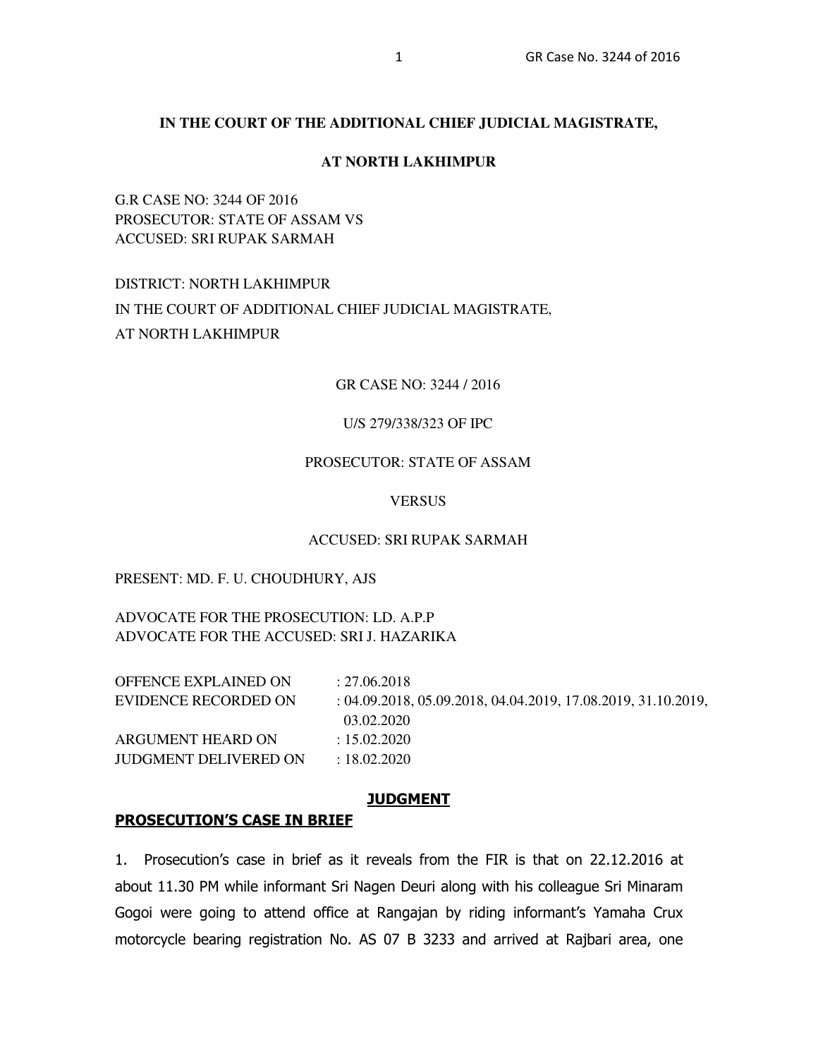**IN THE COURT OF THE ADDITIONAL CHIEF JUDICIAL MAGISTRATE,**

**AT NORTH LAKHIMPUR**

G.R CASE NO: 3244 OF 2016
PROSECUTOR: STATE OF ASSAM VS
ACCUSED: SRI RUPAK SARMAH

DISTRICT: NORTH LAKHIMPUR
IN THE COURT OF ADDITIONAL CHIEF JUDICIAL MAGISTRATE,
AT NORTH LAKHIMPUR

GR CASE NO: 3244 / 2016

U/S 279/338/323 OF IPC

PROSECUTOR: STATE OF ASSAM

VERSUS

ACCUSED: SRI RUPAK SARMAH

PRESENT: MD. F. U. CHOUDHURY, AJS

ADVOCATE FOR THE PROSECUTION: LD. A.P.P
ADVOCATE FOR THE ACCUSED: SRI J. HAZARIKA

| | |
|---|---|
| OFFENCE EXPLAINED ON | : 27.06.2018 |
| EVIDENCE RECORDED ON | : 04.09.2018, 05.09.2018, 04.04.2019, 17.08.2019, 31.10.2019, 03.02.2020 |
| ARGUMENT HEARD ON | : 15.02.2020 |
| JUDGMENT DELIVERED ON | : 18.02.2020 |

## JUDGMENT

### PROSECUTION'S CASE IN BRIEF

1. Prosecution's case in brief as it reveals from the FIR is that on 22.12.2016 at about 11.30 PM while informant Sri Nagen Deuri along with his colleague Sri Minaram Gogoi were going to attend office at Rangajan by riding informant's Yamaha Crux motorcycle bearing registration No. AS 07 B 3233 and arrived at Rajbari area, one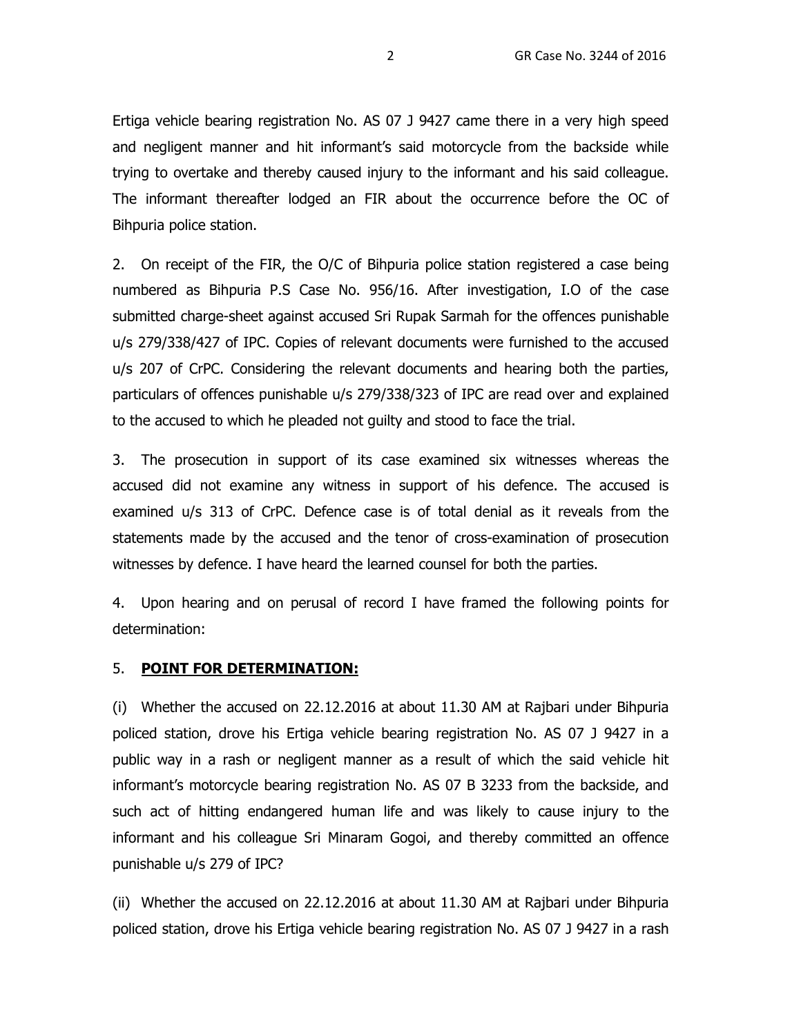Ertiga vehicle bearing registration No. AS 07 J 9427 came there in a very high speed and negligent manner and hit informant's said motorcycle from the backside while trying to overtake and thereby caused injury to the informant and his said colleague. The informant thereafter lodged an FIR about the occurrence before the OC of Bihpuria police station.

2. On receipt of the FIR, the O/C of Bihpuria police station registered a case being numbered as Bihpuria P.S Case No. 956/16. After investigation, I.O of the case submitted charge-sheet against accused Sri Rupak Sarmah for the offences punishable u/s 279/338/427 of IPC. Copies of relevant documents were furnished to the accused u/s 207 of CrPC. Considering the relevant documents and hearing both the parties, particulars of offences punishable u/s 279/338/323 of IPC are read over and explained to the accused to which he pleaded not guilty and stood to face the trial.

3. The prosecution in support of its case examined six witnesses whereas the accused did not examine any witness in support of his defence. The accused is examined u/s 313 of CrPC. Defence case is of total denial as it reveals from the statements made by the accused and the tenor of cross-examination of prosecution witnesses by defence. I have heard the learned counsel for both the parties.

4. Upon hearing and on perusal of record I have framed the following points for determination:

5. **POINT FOR DETERMINATION:**

(i) Whether the accused on 22.12.2016 at about 11.30 AM at Rajbari under Bihpuria policed station, drove his Ertiga vehicle bearing registration No. AS 07 J 9427 in a public way in a rash or negligent manner as a result of which the said vehicle hit informant's motorcycle bearing registration No. AS 07 B 3233 from the backside, and such act of hitting endangered human life and was likely to cause injury to the informant and his colleague Sri Minaram Gogoi, and thereby committed an offence punishable u/s 279 of IPC?

(ii) Whether the accused on 22.12.2016 at about 11.30 AM at Rajbari under Bihpuria policed station, drove his Ertiga vehicle bearing registration No. AS 07 J 9427 in a rash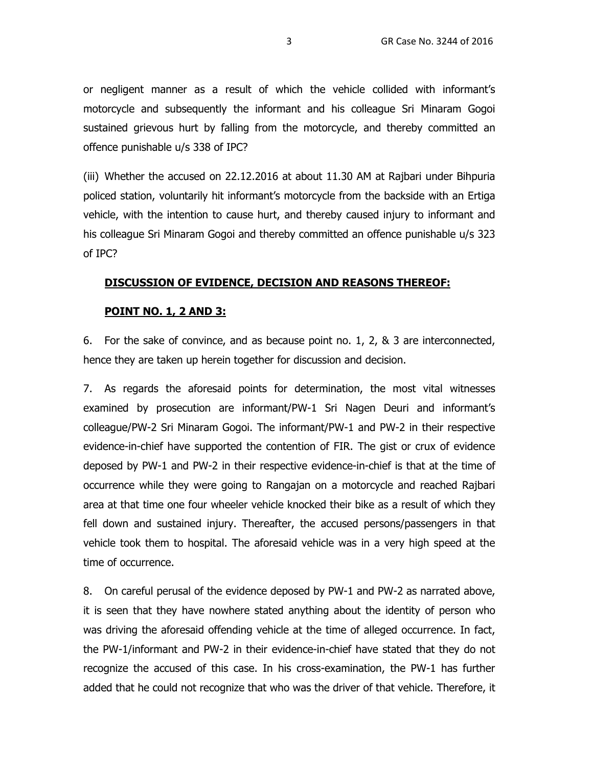or negligent manner as a result of which the vehicle collided with informant's motorcycle and subsequently the informant and his colleague Sri Minaram Gogoi sustained grievous hurt by falling from the motorcycle, and thereby committed an offence punishable u/s 338 of IPC?

(iii) Whether the accused on 22.12.2016 at about 11.30 AM at Rajbari under Bihpuria policed station, voluntarily hit informant's motorcycle from the backside with an Ertiga vehicle, with the intention to cause hurt, and thereby caused injury to informant and his colleague Sri Minaram Gogoi and thereby committed an offence punishable u/s 323 of IPC?

**DISCUSSION OF EVIDENCE, DECISION AND REASONS THEREOF:**

**POINT NO. 1, 2 AND 3:**

6. For the sake of convince, and as because point no. 1, 2, & 3 are interconnected, hence they are taken up herein together for discussion and decision.

7. As regards the aforesaid points for determination, the most vital witnesses examined by prosecution are informant/PW-1 Sri Nagen Deuri and informant's colleague/PW-2 Sri Minaram Gogoi. The informant/PW-1 and PW-2 in their respective evidence-in-chief have supported the contention of FIR. The gist or crux of evidence deposed by PW-1 and PW-2 in their respective evidence-in-chief is that at the time of occurrence while they were going to Rangajan on a motorcycle and reached Rajbari area at that time one four wheeler vehicle knocked their bike as a result of which they fell down and sustained injury. Thereafter, the accused persons/passengers in that vehicle took them to hospital. The aforesaid vehicle was in a very high speed at the time of occurrence.

8. On careful perusal of the evidence deposed by PW-1 and PW-2 as narrated above, it is seen that they have nowhere stated anything about the identity of person who was driving the aforesaid offending vehicle at the time of alleged occurrence. In fact, the PW-1/informant and PW-2 in their evidence-in-chief have stated that they do not recognize the accused of this case. In his cross-examination, the PW-1 has further added that he could not recognize that who was the driver of that vehicle. Therefore, it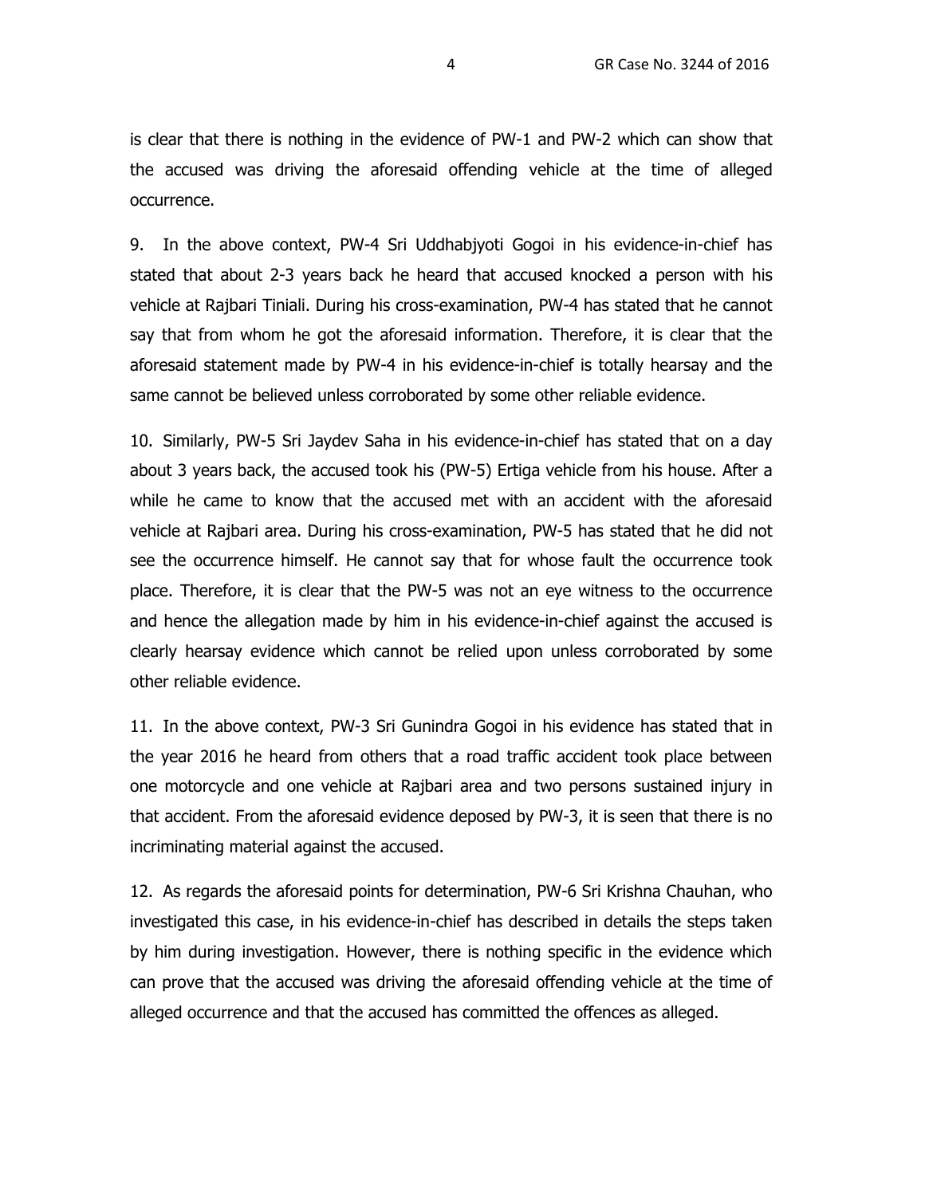is clear that there is nothing in the evidence of PW-1 and PW-2 which can show that the accused was driving the aforesaid offending vehicle at the time of alleged occurrence.

9. In the above context, PW-4 Sri Uddhabjyoti Gogoi in his evidence-in-chief has stated that about 2-3 years back he heard that accused knocked a person with his vehicle at Rajbari Tiniali. During his cross-examination, PW-4 has stated that he cannot say that from whom he got the aforesaid information. Therefore, it is clear that the aforesaid statement made by PW-4 in his evidence-in-chief is totally hearsay and the same cannot be believed unless corroborated by some other reliable evidence.

10. Similarly, PW-5 Sri Jaydev Saha in his evidence-in-chief has stated that on a day about 3 years back, the accused took his (PW-5) Ertiga vehicle from his house. After a while he came to know that the accused met with an accident with the aforesaid vehicle at Rajbari area. During his cross-examination, PW-5 has stated that he did not see the occurrence himself. He cannot say that for whose fault the occurrence took place. Therefore, it is clear that the PW-5 was not an eye witness to the occurrence and hence the allegation made by him in his evidence-in-chief against the accused is clearly hearsay evidence which cannot be relied upon unless corroborated by some other reliable evidence.

11. In the above context, PW-3 Sri Gunindra Gogoi in his evidence has stated that in the year 2016 he heard from others that a road traffic accident took place between one motorcycle and one vehicle at Rajbari area and two persons sustained injury in that accident. From the aforesaid evidence deposed by PW-3, it is seen that there is no incriminating material against the accused.

12. As regards the aforesaid points for determination, PW-6 Sri Krishna Chauhan, who investigated this case, in his evidence-in-chief has described in details the steps taken by him during investigation. However, there is nothing specific in the evidence which can prove that the accused was driving the aforesaid offending vehicle at the time of alleged occurrence and that the accused has committed the offences as alleged.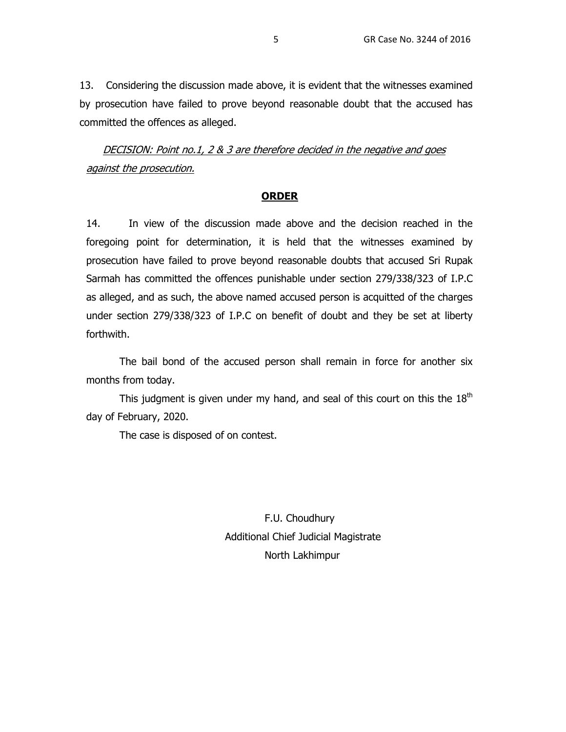13. Considering the discussion made above, it is evident that the witnesses examined by prosecution have failed to prove beyond reasonable doubt that the accused has committed the offences as alleged.

*DECISION: Point no.1, 2 & 3 are therefore decided in the negative and goes against the prosecution.*

## **ORDER**

14. In view of the discussion made above and the decision reached in the foregoing point for determination, it is held that the witnesses examined by prosecution have failed to prove beyond reasonable doubts that accused Sri Rupak Sarmah has committed the offences punishable under section 279/338/323 of I.P.C as alleged, and as such, the above named accused person is acquitted of the charges under section 279/338/323 of I.P.C on benefit of doubt and they be set at liberty forthwith.

The bail bond of the accused person shall remain in force for another six months from today.

This judgment is given under my hand, and seal of this court on this the 18th day of February, 2020.

The case is disposed of on contest.

F.U. Choudhury
Additional Chief Judicial Magistrate
North Lakhimpur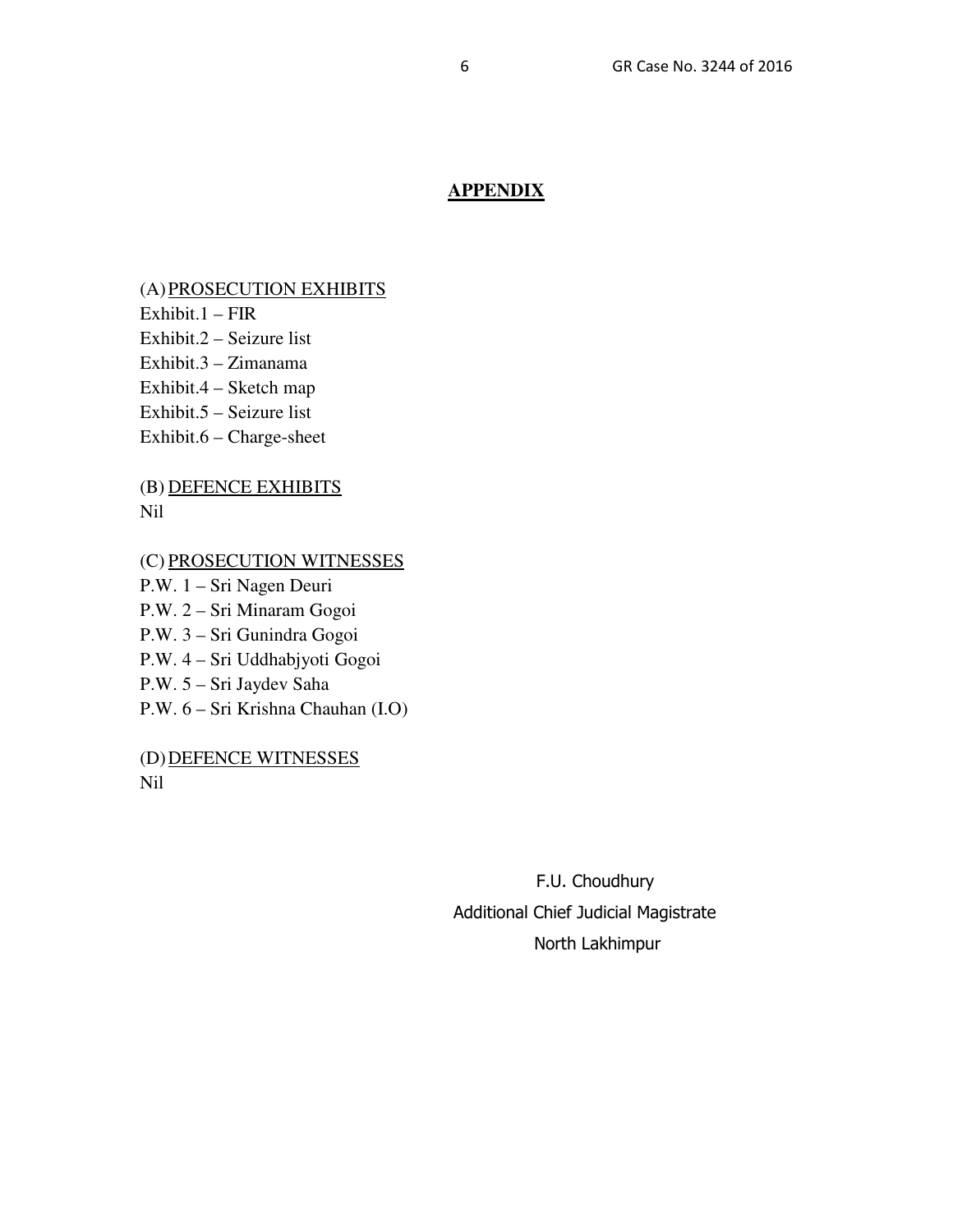## APPENDIX

(A) PROSECUTION EXHIBITS

Exhibit.1 – FIR
Exhibit.2 – Seizure list
Exhibit.3 – Zimanama
Exhibit.4 – Sketch map
Exhibit.5 – Seizure list
Exhibit.6 – Charge-sheet

(B) DEFENCE EXHIBITS

Nil

(C) PROSECUTION WITNESSES

P.W. 1 – Sri Nagen Deuri
P.W. 2 – Sri Minaram Gogoi
P.W. 3 – Sri Gunindra Gogoi
P.W. 4 – Sri Uddhabjyoti Gogoi
P.W. 5 – Sri Jaydev Saha
P.W. 6 – Sri Krishna Chauhan (I.O)

(D) DEFENCE WITNESSES

Nil

F.U. Choudhury
Additional Chief Judicial Magistrate
North Lakhimpur